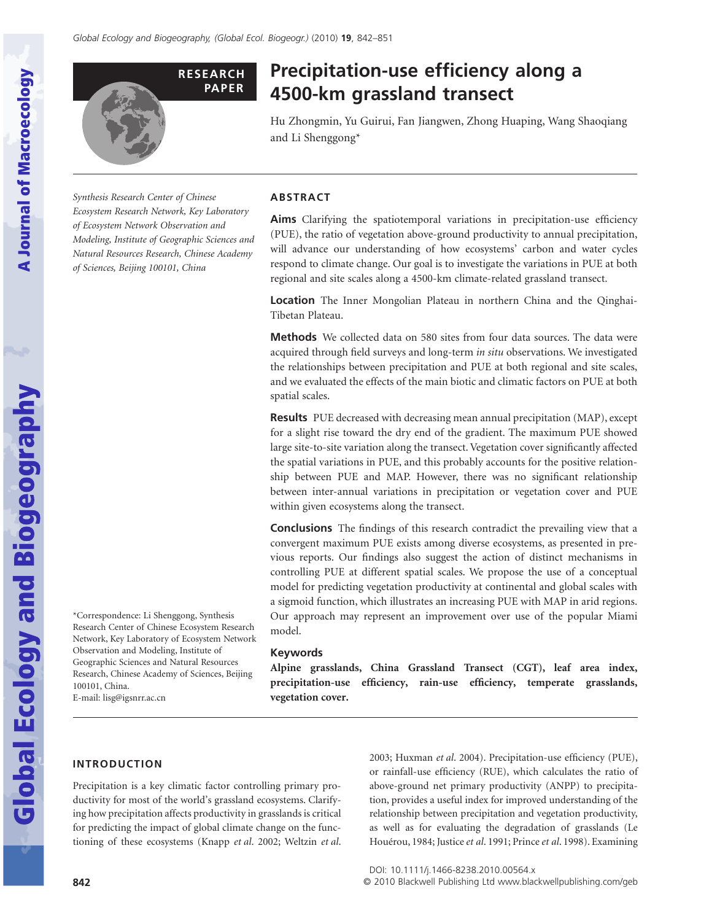RESEARCH PAPER

# Precipitation-use efficiency along a 4500-km grassland transect

Hu Zhongmin, Yu Guirui, Fan Jiangwen, Zhong Huaping, Wang Shaoqiang and Li Shenggong*

*Synthesis Research Center of Chinese Ecosystem Research Network, Key Laboratory of Ecosystem Network Observation and Modeling, Institute of Geographic Sciences and Natural Resources Research, Chinese Academy of Sciences, Beijing 100101, China*

## ABSTRACT

**Aims** Clarifying the spatiotemporal variations in precipitation-use efficiency (PUE), the ratio of vegetation above-ground productivity to annual precipitation, will advance our understanding of how ecosystems' carbon and water cycles respond to climate change. Our goal is to investigate the variations in PUE at both regional and site scales along a 4500-km climate-related grassland transect.

**Location** The Inner Mongolian Plateau in northern China and the Qinghai-Tibetan Plateau.

**Methods** We collected data on 580 sites from four data sources. The data were acquired through field surveys and long-term *in situ* observations. We investigated the relationships between precipitation and PUE at both regional and site scales, and we evaluated the effects of the main biotic and climatic factors on PUE at both spatial scales.

**Results** PUE decreased with decreasing mean annual precipitation (MAP), except for a slight rise toward the dry end of the gradient. The maximum PUE showed large site-to-site variation along the transect. Vegetation cover significantly affected the spatial variations in PUE, and this probably accounts for the positive relationship between PUE and MAP. However, there was no significant relationship between inter-annual variations in precipitation or vegetation cover and PUE within given ecosystems along the transect.

**Conclusions** The findings of this research contradict the prevailing view that a convergent maximum PUE exists among diverse ecosystems, as presented in previous reports. Our findings also suggest the action of distinct mechanisms in controlling PUE at different spatial scales. We propose the use of a conceptual model for predicting vegetation productivity at continental and global scales with a sigmoid function, which illustrates an increasing PUE with MAP in arid regions. Our approach may represent an improvement over use of the popular Miami model.

### Keywords

**Alpine grasslands, China Grassland Transect (CGT), leaf area index, precipitation-use efficiency, rain-use efficiency, temperate grasslands, vegetation cover.**

*Correspondence: Li Shenggong, Synthesis Research Center of Chinese Ecosystem Research Network, Key Laboratory of Ecosystem Network Observation and Modeling, Institute of Geographic Sciences and Natural Resources Research, Chinese Academy of Sciences, Beijing 100101, China.
E-mail: lisg@igsnrr.ac.cn

## INTRODUCTION

Precipitation is a key climatic factor controlling primary productivity for most of the world's grassland ecosystems. Clarifying how precipitation affects productivity in grasslands is critical for predicting the impact of global climate change on the functioning of these ecosystems (Knapp *et al.* 2002; Weltzin *et al.* 2003; Huxman *et al.* 2004). Precipitation-use efficiency (PUE), or rainfall-use efficiency (RUE), which calculates the ratio of above-ground net primary productivity (ANPP) to precipitation, provides a useful index for improved understanding of the relationship between precipitation and vegetation productivity, as well as for evaluating the degradation of grasslands (Le Houérou, 1984; Justice *et al.* 1991; Prince *et al.* 1998). Examining

DOI: 10.1111/j.1466-8238.2010.00564.x
© 2010 Blackwell Publishing Ltd www.blackwellpublishing.com/geb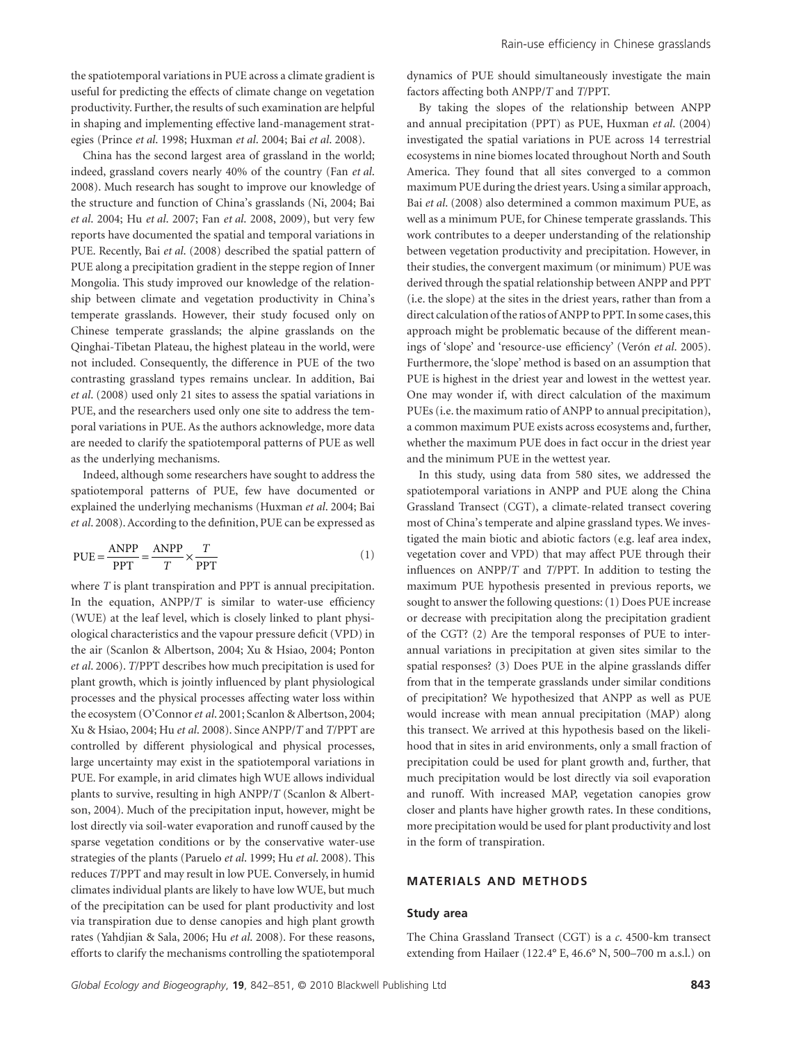the spatiotemporal variations in PUE across a climate gradient is useful for predicting the effects of climate change on vegetation productivity. Further, the results of such examination are helpful in shaping and implementing effective land-management strategies (Prince *et al*. 1998; Huxman *et al*. 2004; Bai *et al*. 2008).

China has the second largest area of grassland in the world; indeed, grassland covers nearly 40% of the country (Fan *et al*. 2008). Much research has sought to improve our knowledge of the structure and function of China's grasslands (Ni, 2004; Bai *et al*. 2004; Hu *et al*. 2007; Fan *et al*. 2008, 2009), but very few reports have documented the spatial and temporal variations in PUE. Recently, Bai *et al*. (2008) described the spatial pattern of PUE along a precipitation gradient in the steppe region of Inner Mongolia. This study improved our knowledge of the relationship between climate and vegetation productivity in China's temperate grasslands. However, their study focused only on Chinese temperate grasslands; the alpine grasslands on the Qinghai-Tibetan Plateau, the highest plateau in the world, were not included. Consequently, the difference in PUE of the two contrasting grassland types remains unclear. In addition, Bai *et al*. (2008) used only 21 sites to assess the spatial variations in PUE, and the researchers used only one site to address the temporal variations in PUE. As the authors acknowledge, more data are needed to clarify the spatiotemporal patterns of PUE as well as the underlying mechanisms.

Indeed, although some researchers have sought to address the spatiotemporal patterns of PUE, few have documented or explained the underlying mechanisms (Huxman *et al*. 2004; Bai *et al*. 2008). According to the definition, PUE can be expressed as

$$\mathrm{PUE} = \frac{\mathrm{ANPP}}{\mathrm{PPT}} = \frac{\mathrm{ANPP}}{T} \times \frac{T}{\mathrm{PPT}} \tag{1}$$

where $T$ is plant transpiration and PPT is annual precipitation. In the equation, ANPP/$T$ is similar to water-use efficiency (WUE) at the leaf level, which is closely linked to plant physiological characteristics and the vapour pressure deficit (VPD) in the air (Scanlon & Albertson, 2004; Xu & Hsiao, 2004; Ponton *et al*. 2006). $T$/PPT describes how much precipitation is used for plant growth, which is jointly influenced by plant physiological processes and the physical processes affecting water loss within the ecosystem (O'Connor *et al*. 2001; Scanlon & Albertson, 2004; Xu & Hsiao, 2004; Hu *et al*. 2008). Since ANPP/$T$ and $T$/PPT are controlled by different physiological and physical processes, large uncertainty may exist in the spatiotemporal variations in PUE. For example, in arid climates high WUE allows individual plants to survive, resulting in high ANPP/$T$ (Scanlon & Albertson, 2004). Much of the precipitation input, however, might be lost directly via soil-water evaporation and runoff caused by the sparse vegetation conditions or by the conservative water-use strategies of the plants (Paruelo *et al*. 1999; Hu *et al*. 2008). This reduces $T$/PPT and may result in low PUE. Conversely, in humid climates individual plants are likely to have low WUE, but much of the precipitation can be used for plant productivity and lost via transpiration due to dense canopies and high plant growth rates (Yahdjian & Sala, 2006; Hu *et al*. 2008). For these reasons, efforts to clarify the mechanisms controlling the spatiotemporal dynamics of PUE should simultaneously investigate the main factors affecting both ANPP/$T$ and $T$/PPT.

By taking the slopes of the relationship between ANPP and annual precipitation (PPT) as PUE, Huxman *et al*. (2004) investigated the spatial variations in PUE across 14 terrestrial ecosystems in nine biomes located throughout North and South America. They found that all sites converged to a common maximum PUE during the driest years. Using a similar approach, Bai *et al*. (2008) also determined a common maximum PUE, as well as a minimum PUE, for Chinese temperate grasslands. This work contributes to a deeper understanding of the relationship between vegetation productivity and precipitation. However, in their studies, the convergent maximum (or minimum) PUE was derived through the spatial relationship between ANPP and PPT (i.e. the slope) at the sites in the driest years, rather than from a direct calculation of the ratios of ANPP to PPT. In some cases, this approach might be problematic because of the different meanings of 'slope' and 'resource-use efficiency' (Verón *et al*. 2005). Furthermore, the 'slope' method is based on an assumption that PUE is highest in the driest year and lowest in the wettest year. One may wonder if, with direct calculation of the maximum PUEs (i.e. the maximum ratio of ANPP to annual precipitation), a common maximum PUE exists across ecosystems and, further, whether the maximum PUE does in fact occur in the driest year and the minimum PUE in the wettest year.

In this study, using data from 580 sites, we addressed the spatiotemporal variations in ANPP and PUE along the China Grassland Transect (CGT), a climate-related transect covering most of China's temperate and alpine grassland types. We investigated the main biotic and abiotic factors (e.g. leaf area index, vegetation cover and VPD) that may affect PUE through their influences on ANPP/$T$ and $T$/PPT. In addition to testing the maximum PUE hypothesis presented in previous reports, we sought to answer the following questions: (1) Does PUE increase or decrease with precipitation along the precipitation gradient of the CGT? (2) Are the temporal responses of PUE to inter-annual variations in precipitation at given sites similar to the spatial responses? (3) Does PUE in the alpine grasslands differ from that in the temperate grasslands under similar conditions of precipitation? We hypothesized that ANPP as well as PUE would increase with mean annual precipitation (MAP) along this transect. We arrived at this hypothesis based on the likelihood that in sites in arid environments, only a small fraction of precipitation could be used for plant growth and, further, that much precipitation would be lost directly via soil evaporation and runoff. With increased MAP, vegetation canopies grow closer and plants have higher growth rates. In these conditions, more precipitation would be used for plant productivity and lost in the form of transpiration.

## MATERIALS AND METHODS

### Study area

The China Grassland Transect (CGT) is a *c*. 4500-km transect extending from Hailaer (122.4° E, 46.6° N, 500–700 m a.s.l.) on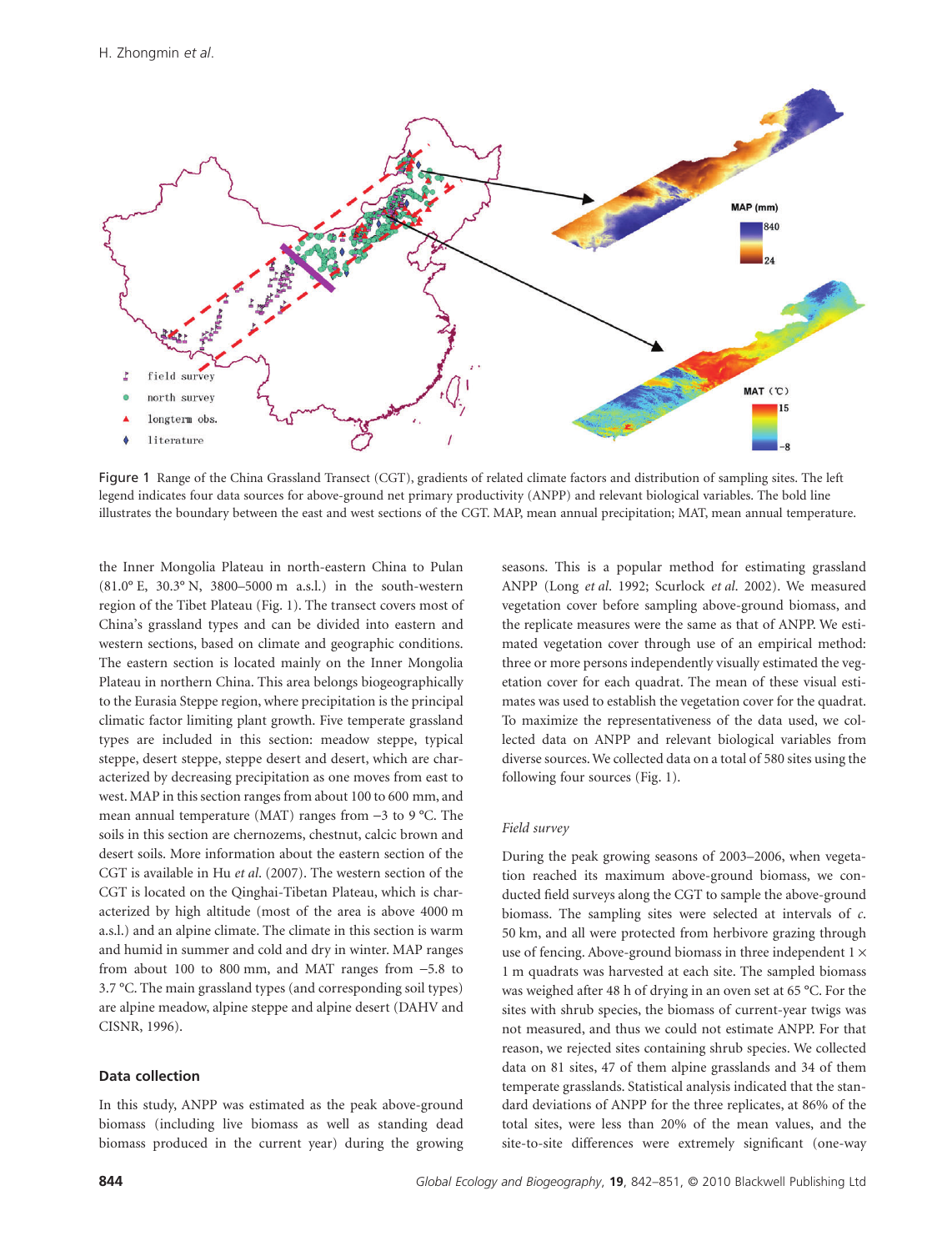Figure 1 Range of the China Grassland Transect (CGT), gradients of related climate factors and distribution of sampling sites. The left legend indicates four data sources for above-ground net primary productivity (ANPP) and relevant biological variables. The bold line illustrates the boundary between the east and west sections of the CGT. MAP, mean annual precipitation; MAT, mean annual temperature.

the Inner Mongolia Plateau in north-eastern China to Pulan (81.0° E, 30.3° N, 3800–5000 m a.s.l.) in the south-western region of the Tibet Plateau (Fig. 1). The transect covers most of China's grassland types and can be divided into eastern and western sections, based on climate and geographic conditions. The eastern section is located mainly on the Inner Mongolia Plateau in northern China. This area belongs biogeographically to the Eurasia Steppe region, where precipitation is the principal climatic factor limiting plant growth. Five temperate grassland types are included in this section: meadow steppe, typical steppe, desert steppe, steppe desert and desert, which are characterized by decreasing precipitation as one moves from east to west. MAP in this section ranges from about 100 to 600 mm, and mean annual temperature (MAT) ranges from −3 to 9 °C. The soils in this section are chernozems, chestnut, calcic brown and desert soils. More information about the eastern section of the CGT is available in Hu *et al.* (2007). The western section of the CGT is located on the Qinghai-Tibetan Plateau, which is characterized by high altitude (most of the area is above 4000 m a.s.l.) and an alpine climate. The climate in this section is warm and humid in summer and cold and dry in winter. MAP ranges from about 100 to 800 mm, and MAT ranges from −5.8 to 3.7 °C. The main grassland types (and corresponding soil types) are alpine meadow, alpine steppe and alpine desert (DAHV and CISNR, 1996).

## Data collection

In this study, ANPP was estimated as the peak above-ground biomass (including live biomass as well as standing dead biomass produced in the current year) during the growing seasons. This is a popular method for estimating grassland ANPP (Long *et al.* 1992; Scurlock *et al.* 2002). We measured vegetation cover before sampling above-ground biomass, and the replicate measures were the same as that of ANPP. We estimated vegetation cover through use of an empirical method: three or more persons independently visually estimated the vegetation cover for each quadrat. The mean of these visual estimates was used to establish the vegetation cover for the quadrat. To maximize the representativeness of the data used, we collected data on ANPP and relevant biological variables from diverse sources. We collected data on a total of 580 sites using the following four sources (Fig. 1).

### *Field survey*

During the peak growing seasons of 2003–2006, when vegetation reached its maximum above-ground biomass, we conducted field surveys along the CGT to sample the above-ground biomass. The sampling sites were selected at intervals of *c.* 50 km, and all were protected from herbivore grazing through use of fencing. Above-ground biomass in three independent 1 × 1 m quadrats was harvested at each site. The sampled biomass was weighed after 48 h of drying in an oven set at 65 °C. For the sites with shrub species, the biomass of current-year twigs was not measured, and thus we could not estimate ANPP. For that reason, we rejected sites containing shrub species. We collected data on 81 sites, 47 of them alpine grasslands and 34 of them temperate grasslands. Statistical analysis indicated that the standard deviations of ANPP for the three replicates, at 86% of the total sites, were less than 20% of the mean values, and the site-to-site differences were extremely significant (one-way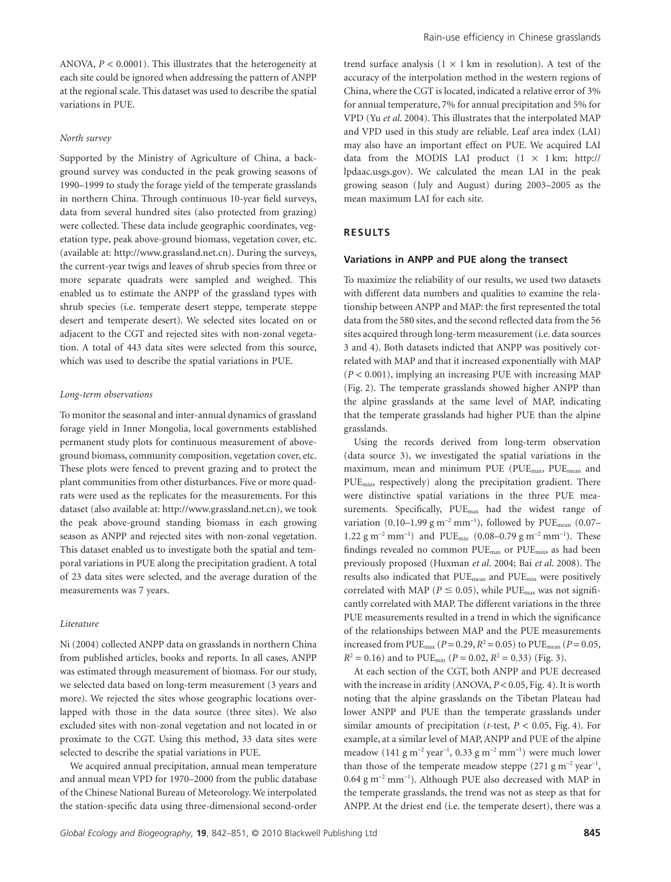ANOVA, $P < 0.0001$). This illustrates that the heterogeneity at each site could be ignored when addressing the pattern of ANPP at the regional scale. This dataset was used to describe the spatial variations in PUE.

#### *North survey*

Supported by the Ministry of Agriculture of China, a background survey was conducted in the peak growing seasons of 1990–1999 to study the forage yield of the temperate grasslands in northern China. Through continuous 10-year field surveys, data from several hundred sites (also protected from grazing) were collected. These data include geographic coordinates, vegetation type, peak above-ground biomass, vegetation cover, etc. (available at: http://www.grassland.net.cn). During the surveys, the current-year twigs and leaves of shrub species from three or more separate quadrats were sampled and weighed. This enabled us to estimate the ANPP of the grassland types with shrub species (i.e. temperate desert steppe, temperate steppe desert and temperate desert). We selected sites located on or adjacent to the CGT and rejected sites with non-zonal vegetation. A total of 443 data sites were selected from this source, which was used to describe the spatial variations in PUE.

#### *Long-term observations*

To monitor the seasonal and inter-annual dynamics of grassland forage yield in Inner Mongolia, local governments established permanent study plots for continuous measurement of above-ground biomass, community composition, vegetation cover, etc. These plots were fenced to prevent grazing and to protect the plant communities from other disturbances. Five or more quadrats were used as the replicates for the measurements. For this dataset (also available at: http://www.grassland.net.cn), we took the peak above-ground standing biomass in each growing season as ANPP and rejected sites with non-zonal vegetation. This dataset enabled us to investigate both the spatial and temporal variations in PUE along the precipitation gradient. A total of 23 data sites were selected, and the average duration of the measurements was 7 years.

#### *Literature*

Ni (2004) collected ANPP data on grasslands in northern China from published articles, books and reports. In all cases, ANPP was estimated through measurement of biomass. For our study, we selected data based on long-term measurement (3 years and more). We rejected the sites whose geographic locations overlapped with those in the data source (three sites). We also excluded sites with non-zonal vegetation and not located in or proximate to the CGT. Using this method, 33 data sites were selected to describe the spatial variations in PUE.

We acquired annual precipitation, annual mean temperature and annual mean VPD for 1970–2000 from the public database of the Chinese National Bureau of Meteorology. We interpolated the station-specific data using three-dimensional second-order trend surface analysis ($1 \times 1$ km in resolution). A test of the accuracy of the interpolation method in the western regions of China, where the CGT is located, indicated a relative error of 3% for annual temperature, 7% for annual precipitation and 5% for VPD (Yu *et al*. 2004). This illustrates that the interpolated MAP and VPD used in this study are reliable. Leaf area index (LAI) may also have an important effect on PUE. We acquired LAI data from the MODIS LAI product ($1 \times 1$ km; http://lpdaac.usgs.gov). We calculated the mean LAI in the peak growing season (July and August) during 2003–2005 as the mean maximum LAI for each site.

## RESULTS

### Variations in ANPP and PUE along the transect

To maximize the reliability of our results, we used two datasets with different data numbers and qualities to examine the relationship between ANPP and MAP: the first represented the total data from the 580 sites, and the second reflected data from the 56 sites acquired through long-term measurement (i.e. data sources 3 and 4). Both datasets indicted that ANPP was positively correlated with MAP and that it increased exponentially with MAP ($P < 0.001$), implying an increasing PUE with increasing MAP (Fig. 2). The temperate grasslands showed higher ANPP than the alpine grasslands at the same level of MAP, indicating that the temperate grasslands had higher PUE than the alpine grasslands.

Using the records derived from long-term observation (data source 3), we investigated the spatial variations in the maximum, mean and minimum PUE ($PUE_{max}$, $PUE_{mean}$ and $PUE_{min}$, respectively) along the precipitation gradient. There were distinctive spatial variations in the three PUE measurements. Specifically, $PUE_{max}$ had the widest range of variation (0.10–1.99 g m$^{-2}$ mm$^{-1}$), followed by $PUE_{mean}$ (0.07–1.22 g m$^{-2}$ mm$^{-1}$) and $PUE_{min}$ (0.08–0.79 g m$^{-2}$ mm$^{-1}$). These findings revealed no common $PUE_{max}$ or $PUE_{min}$, as had been previously proposed (Huxman *et al*. 2004; Bai *et al*. 2008). The results also indicated that $PUE_{mean}$ and $PUE_{min}$ were positively correlated with MAP ($P \leq 0.05$), while $PUE_{max}$ was not significantly correlated with MAP. The different variations in the three PUE measurements resulted in a trend in which the significance of the relationships between MAP and the PUE measurements increased from $PUE_{max}$ ($P = 0.29$, $R^2 = 0.05$) to $PUE_{mean}$ ($P = 0.05$, $R^2 = 0.16$) and to $PUE_{min}$ ($P = 0.02$, $R^2 = 0.33$) (Fig. 3).

At each section of the CGT, both ANPP and PUE decreased with the increase in aridity (ANOVA, $P < 0.05$, Fig. 4). It is worth noting that the alpine grasslands on the Tibetan Plateau had lower ANPP and PUE than the temperate grasslands under similar amounts of precipitation (*t*-test, $P < 0.05$, Fig. 4). For example, at a similar level of MAP, ANPP and PUE of the alpine meadow (141 g m$^{-2}$ year$^{-1}$, 0.33 g m$^{-2}$ mm$^{-1}$) were much lower than those of the temperate meadow steppe (271 g m$^{-2}$ year$^{-1}$, 0.64 g m$^{-2}$ mm$^{-1}$). Although PUE also decreased with MAP in the temperate grasslands, the trend was not as steep as that for ANPP. At the driest end (i.e. the temperate desert), there was a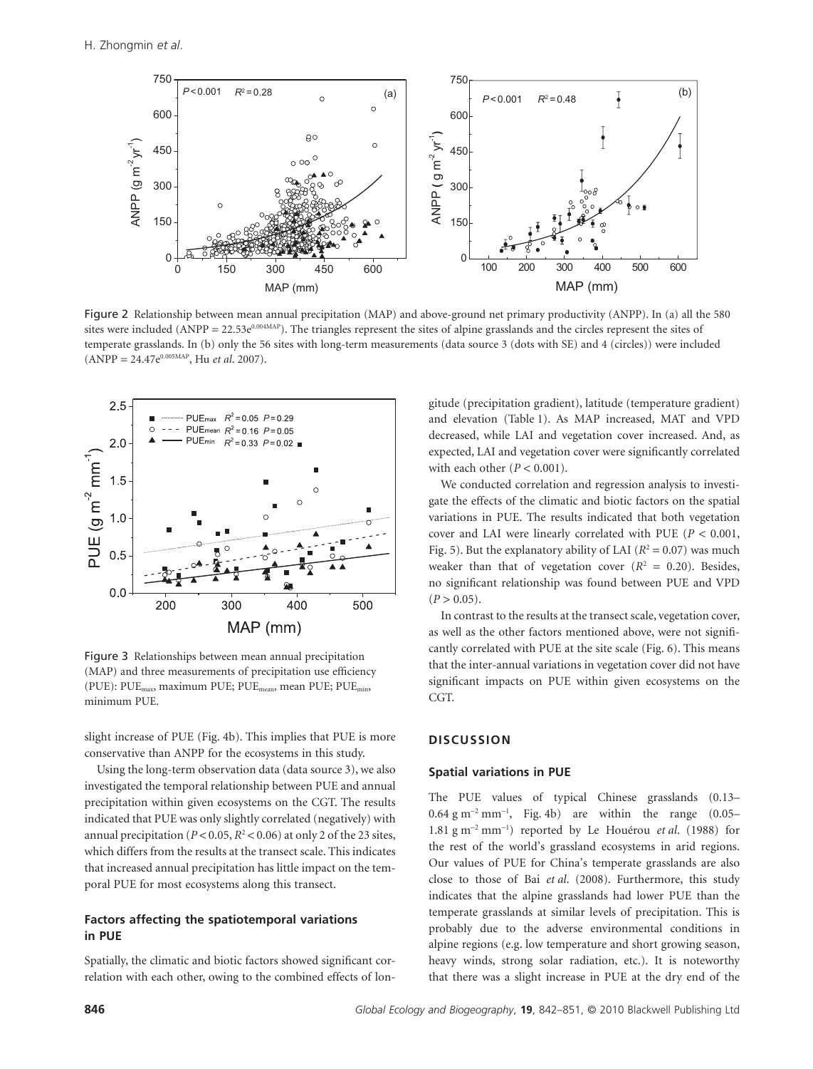Figure 2 Relationship between mean annual precipitation (MAP) and above-ground net primary productivity (ANPP). In (a) all the 580 sites were included ($ANPP = 22.53e^{0.004MAP}$). The triangles represent the sites of alpine grasslands and the circles represent the sites of temperate grasslands. In (b) only the 56 sites with long-term measurements (data source 3 (dots with SE) and 4 (circles)) were included ($ANPP = 24.47e^{0.005MAP}$, Hu *et al.* 2007).

Figure 3 Relationships between mean annual precipitation (MAP) and three measurements of precipitation use efficiency (PUE): $PUE_{max}$, maximum PUE; $PUE_{mean}$, mean PUE; $PUE_{min}$, minimum PUE.

slight increase of PUE (Fig. 4b). This implies that PUE is more conservative than ANPP for the ecosystems in this study.

Using the long-term observation data (data source 3), we also investigated the temporal relationship between PUE and annual precipitation within given ecosystems on the CGT. The results indicated that PUE was only slightly correlated (negatively) with annual precipitation ($P < 0.05$, $R^2 < 0.06$) at only 2 of the 23 sites, which differs from the results at the transect scale. This indicates that increased annual precipitation has little impact on the temporal PUE for most ecosystems along this transect.

### Factors affecting the spatiotemporal variations in PUE

Spatially, the climatic and biotic factors showed significant correlation with each other, owing to the combined effects of longitude (precipitation gradient), latitude (temperature gradient) and elevation (Table 1). As MAP increased, MAT and VPD decreased, while LAI and vegetation cover increased. And, as expected, LAI and vegetation cover were significantly correlated with each other ($P < 0.001$).

We conducted correlation and regression analysis to investigate the effects of the climatic and biotic factors on the spatial variations in PUE. The results indicated that both vegetation cover and LAI were linearly correlated with PUE ($P < 0.001$, Fig. 5). But the explanatory ability of LAI ($R^2 = 0.07$) was much weaker than that of vegetation cover ($R^2 = 0.20$). Besides, no significant relationship was found between PUE and VPD ($P > 0.05$).

In contrast to the results at the transect scale, vegetation cover, as well as the other factors mentioned above, were not significantly correlated with PUE at the site scale (Fig. 6). This means that the inter-annual variations in vegetation cover did not have significant impacts on PUE within given ecosystems on the CGT.

## DISCUSSION

### Spatial variations in PUE

The PUE values of typical Chinese grasslands (0.13–0.64 g $m^{-2}$ $mm^{-1}$, Fig. 4b) are within the range (0.05–1.81 g $m^{-2}$ $mm^{-1}$) reported by Le Houérou *et al.* (1988) for the rest of the world's grassland ecosystems in arid regions. Our values of PUE for China's temperate grasslands are also close to those of Bai *et al.* (2008). Furthermore, this study indicates that the alpine grasslands had lower PUE than the temperate grasslands at similar levels of precipitation. This is probably due to the adverse environmental conditions in alpine regions (e.g. low temperature and short growing season, heavy winds, strong solar radiation, etc.). It is noteworthy that there was a slight increase in PUE at the dry end of the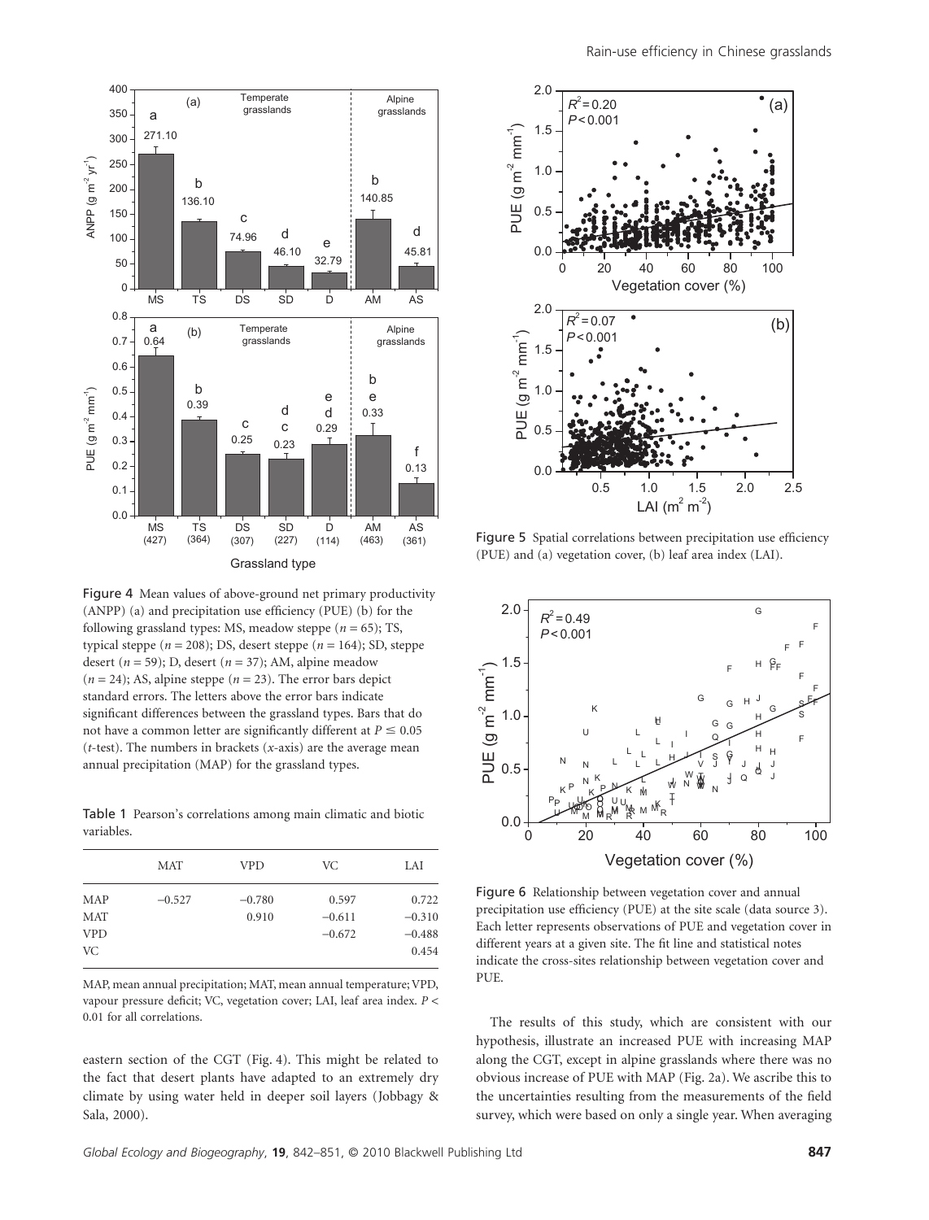Figure 4 Mean values of above-ground net primary productivity (ANPP) (a) and precipitation use efficiency (PUE) (b) for the following grassland types: MS, meadow steppe ($n = 65$); TS, typical steppe ($n = 208$); DS, desert steppe ($n = 164$); SD, steppe desert ($n = 59$); D, desert ($n = 37$); AM, alpine meadow ($n = 24$); AS, alpine steppe ($n = 23$). The error bars depict standard errors. The letters above the error bars indicate significant differences between the grassland types. Bars that do not have a common letter are significantly different at $P \leq 0.05$ ($t$-test). The numbers in brackets ($x$-axis) are the average mean annual precipitation (MAP) for the grassland types.

Table 1 Pearson's correlations among main climatic and biotic variables.

| | MAT | VPD | VC | LAI |
|---|---|---|---|---|
| MAP | −0.527 | −0.780 | 0.597 | 0.722 |
| MAT | | 0.910 | −0.611 | −0.310 |
| VPD | | | −0.672 | −0.488 |
| VC | | | | 0.454 |

MAP, mean annual precipitation; MAT, mean annual temperature; VPD, vapour pressure deficit; VC, vegetation cover; LAI, leaf area index. $P <$ 0.01 for all correlations.

eastern section of the CGT (Fig. 4). This might be related to the fact that desert plants have adapted to an extremely dry climate by using water held in deeper soil layers (Jobbagy & Sala, 2000).

Figure 5 Spatial correlations between precipitation use efficiency (PUE) and (a) vegetation cover, (b) leaf area index (LAI).

Figure 6 Relationship between vegetation cover and annual precipitation use efficiency (PUE) at the site scale (data source 3). Each letter represents observations of PUE and vegetation cover in different years at a given site. The fit line and statistical notes indicate the cross-sites relationship between vegetation cover and PUE.

The results of this study, which are consistent with our hypothesis, illustrate an increased PUE with increasing MAP along the CGT, except in alpine grasslands where there was no obvious increase of PUE with MAP (Fig. 2a). We ascribe this to the uncertainties resulting from the measurements of the field survey, which were based on only a single year. When averaging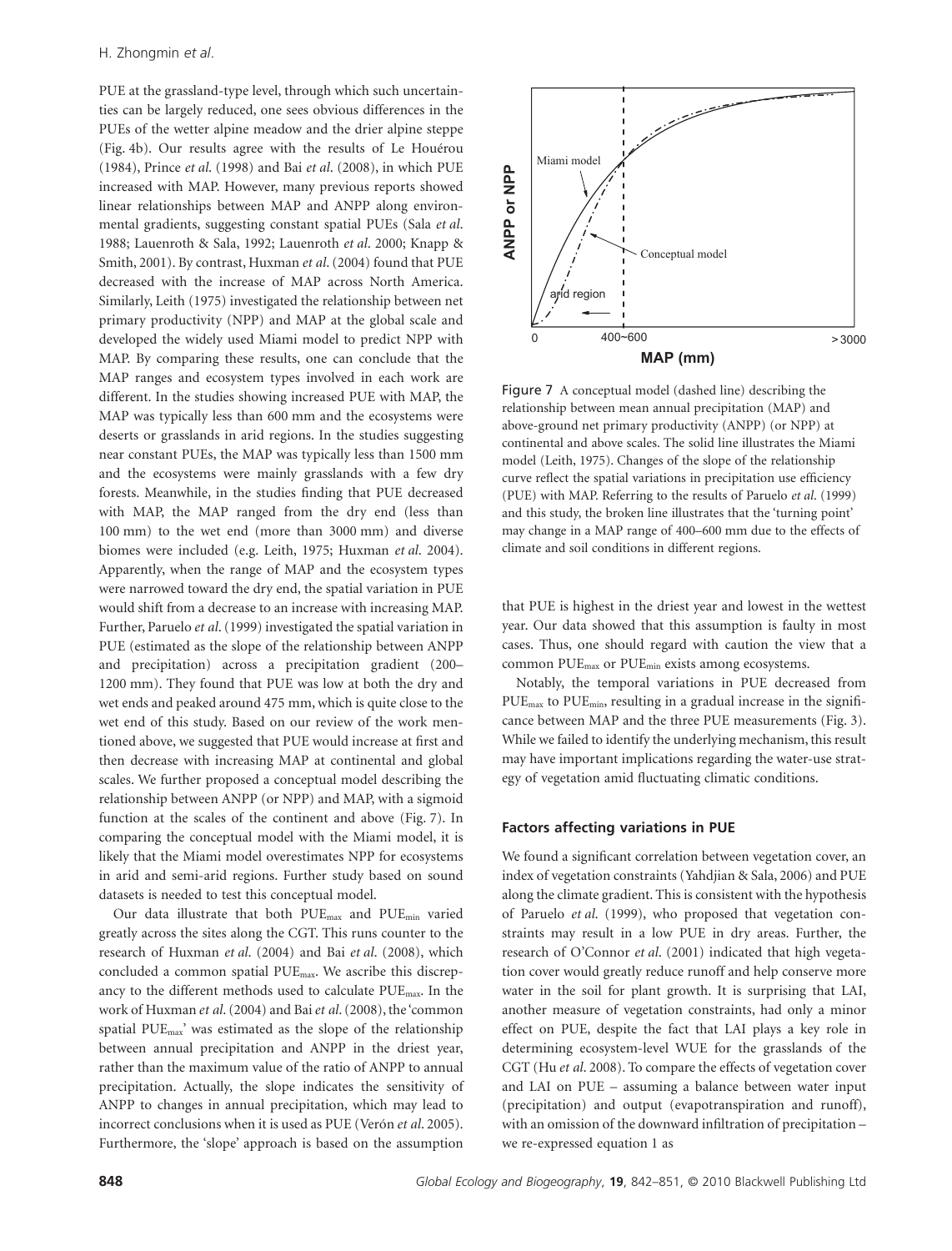PUE at the grassland-type level, through which such uncertainties can be largely reduced, one sees obvious differences in the PUEs of the wetter alpine meadow and the drier alpine steppe (Fig. 4b). Our results agree with the results of Le Houérou (1984), Prince *et al.* (1998) and Bai *et al.* (2008), in which PUE increased with MAP. However, many previous reports showed linear relationships between MAP and ANPP along environmental gradients, suggesting constant spatial PUEs (Sala *et al.* 1988; Lauenroth & Sala, 1992; Lauenroth *et al.* 2000; Knapp & Smith, 2001). By contrast, Huxman *et al.* (2004) found that PUE decreased with the increase of MAP across North America. Similarly, Leith (1975) investigated the relationship between net primary productivity (NPP) and MAP at the global scale and developed the widely used Miami model to predict NPP with MAP. By comparing these results, one can conclude that the MAP ranges and ecosystem types involved in each work are different. In the studies showing increased PUE with MAP, the MAP was typically less than 600 mm and the ecosystems were deserts or grasslands in arid regions. In the studies suggesting near constant PUEs, the MAP was typically less than 1500 mm and the ecosystems were mainly grasslands with a few dry forests. Meanwhile, in the studies finding that PUE decreased with MAP, the MAP ranged from the dry end (less than 100 mm) to the wet end (more than 3000 mm) and diverse biomes were included (e.g. Leith, 1975; Huxman *et al.* 2004). Apparently, when the range of MAP and the ecosystem types were narrowed toward the dry end, the spatial variation in PUE would shift from a decrease to an increase with increasing MAP. Further, Paruelo *et al.* (1999) investigated the spatial variation in PUE (estimated as the slope of the relationship between ANPP and precipitation) across a precipitation gradient (200–1200 mm). They found that PUE was low at both the dry and wet ends and peaked around 475 mm, which is quite close to the wet end of this study. Based on our review of the work mentioned above, we suggested that PUE would increase at first and then decrease with increasing MAP at continental and global scales. We further proposed a conceptual model describing the relationship between ANPP (or NPP) and MAP, with a sigmoid function at the scales of the continent and above (Fig. 7). In comparing the conceptual model with the Miami model, it is likely that the Miami model overestimates NPP for ecosystems in arid and semi-arid regions. Further study based on sound datasets is needed to test this conceptual model.

Our data illustrate that both $PUE_{max}$ and $PUE_{min}$ varied greatly across the sites along the CGT. This runs counter to the research of Huxman *et al.* (2004) and Bai *et al.* (2008), which concluded a common spatial $PUE_{max}$. We ascribe this discrepancy to the different methods used to calculate $PUE_{max}$. In the work of Huxman *et al.* (2004) and Bai *et al.* (2008), the 'common spatial $PUE_{max}$' was estimated as the slope of the relationship between annual precipitation and ANPP in the driest year, rather than the maximum value of the ratio of ANPP to annual precipitation. Actually, the slope indicates the sensitivity of ANPP to changes in annual precipitation, which may lead to incorrect conclusions when it is used as PUE (Verón *et al.* 2005). Furthermore, the 'slope' approach is based on the assumption that PUE is highest in the driest year and lowest in the wettest year. Our data showed that this assumption is faulty in most cases. Thus, one should regard with caution the view that a common $PUE_{max}$ or $PUE_{min}$ exists among ecosystems.

Figure 7 A conceptual model (dashed line) describing the relationship between mean annual precipitation (MAP) and above-ground net primary productivity (ANPP) (or NPP) at continental and above scales. The solid line illustrates the Miami model (Leith, 1975). Changes of the slope of the relationship curve reflect the spatial variations in precipitation use efficiency (PUE) with MAP. Referring to the results of Paruelo *et al.* (1999) and this study, the broken line illustrates that the 'turning point' may change in a MAP range of 400–600 mm due to the effects of climate and soil conditions in different regions.

Notably, the temporal variations in PUE decreased from $PUE_{max}$ to $PUE_{min}$, resulting in a gradual increase in the significance between MAP and the three PUE measurements (Fig. 3). While we failed to identify the underlying mechanism, this result may have important implications regarding the water-use strategy of vegetation amid fluctuating climatic conditions.

### Factors affecting variations in PUE

We found a significant correlation between vegetation cover, an index of vegetation constraints (Yahdjian & Sala, 2006) and PUE along the climate gradient. This is consistent with the hypothesis of Paruelo *et al.* (1999), who proposed that vegetation constraints may result in a low PUE in dry areas. Further, the research of O'Connor *et al.* (2001) indicated that high vegetation cover would greatly reduce runoff and help conserve more water in the soil for plant growth. It is surprising that LAI, another measure of vegetation constraints, had only a minor effect on PUE, despite the fact that LAI plays a key role in determining ecosystem-level WUE for the grasslands of the CGT (Hu *et al.* 2008). To compare the effects of vegetation cover and LAI on PUE – assuming a balance between water input (precipitation) and output (evapotranspiration and runoff), with an omission of the downward infiltration of precipitation – we re-expressed equation 1 as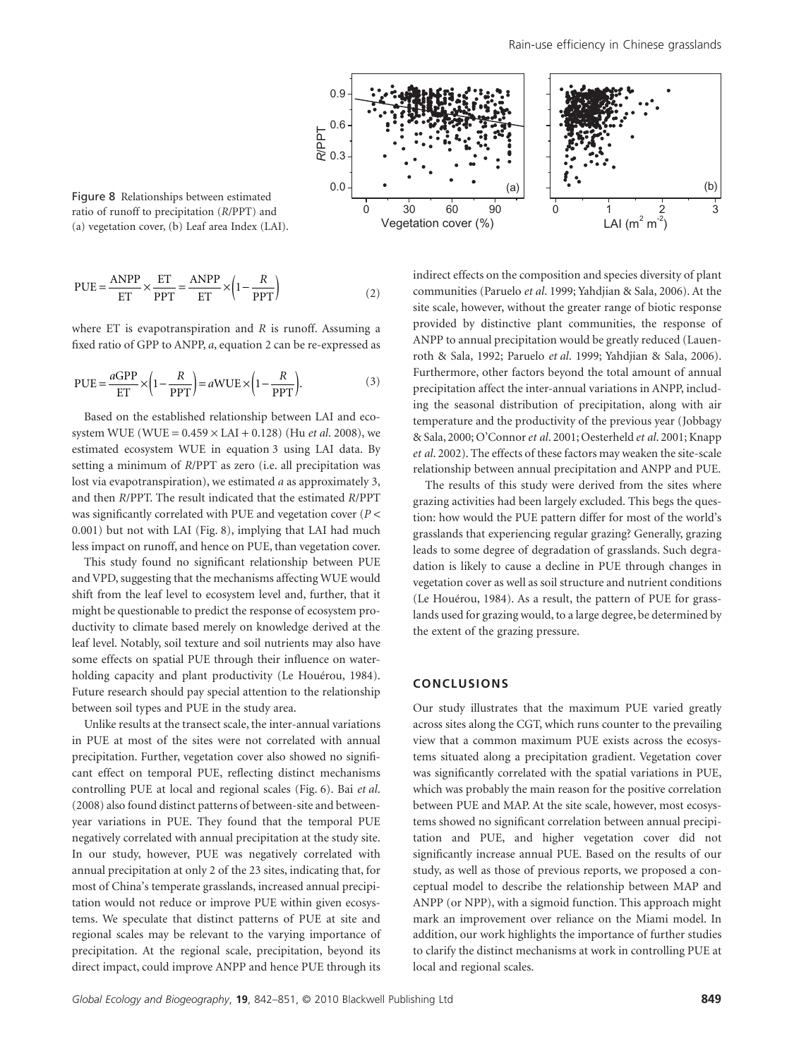Figure 8 Relationships between estimated ratio of runoff to precipitation ($R$/PPT) and (a) vegetation cover, (b) Leaf area Index (LAI).

$$\mathrm{PUE} = \frac{\mathrm{ANPP}}{\mathrm{ET}} \times \frac{\mathrm{ET}}{\mathrm{PPT}} = \frac{\mathrm{ANPP}}{\mathrm{ET}} \times \left(1 - \frac{R}{\mathrm{PPT}}\right) \tag{2}$$

where ET is evapotranspiration and $R$ is runoff. Assuming a fixed ratio of GPP to ANPP, $a$, equation 2 can be re-expressed as

$$\mathrm{PUE} = \frac{a\mathrm{GPP}}{\mathrm{ET}} \times \left(1 - \frac{R}{\mathrm{PPT}}\right) = a\mathrm{WUE} \times \left(1 - \frac{R}{\mathrm{PPT}}\right). \tag{3}$$

Based on the established relationship between LAI and ecosystem WUE (WUE = 0.459 × LAI + 0.128) (Hu *et al*. 2008), we estimated ecosystem WUE in equation 3 using LAI data. By setting a minimum of $R$/PPT as zero (i.e. all precipitation was lost via evapotranspiration), we estimated $a$ as approximately 3, and then $R$/PPT. The result indicated that the estimated $R$/PPT was significantly correlated with PUE and vegetation cover ($P < 0.001$) but not with LAI (Fig. 8), implying that LAI had much less impact on runoff, and hence on PUE, than vegetation cover.

This study found no significant relationship between PUE and VPD, suggesting that the mechanisms affecting WUE would shift from the leaf level to ecosystem level and, further, that it might be questionable to predict the response of ecosystem productivity to climate based merely on knowledge derived at the leaf level. Notably, soil texture and soil nutrients may also have some effects on spatial PUE through their influence on water-holding capacity and plant productivity (Le Houérou, 1984). Future research should pay special attention to the relationship between soil types and PUE in the study area.

Unlike results at the transect scale, the inter-annual variations in PUE at most of the sites were not correlated with annual precipitation. Further, vegetation cover also showed no significant effect on temporal PUE, reflecting distinct mechanisms controlling PUE at local and regional scales (Fig. 6). Bai *et al*. (2008) also found distinct patterns of between-site and between-year variations in PUE. They found that the temporal PUE negatively correlated with annual precipitation at the study site. In our study, however, PUE was negatively correlated with annual precipitation at only 2 of the 23 sites, indicating that, for most of China's temperate grasslands, increased annual precipitation would not reduce or improve PUE within given ecosystems. We speculate that distinct patterns of PUE at site and regional scales may be relevant to the varying importance of precipitation. At the regional scale, precipitation, beyond its direct impact, could improve ANPP and hence PUE through its indirect effects on the composition and species diversity of plant communities (Paruelo *et al*. 1999; Yahdjian & Sala, 2006). At the site scale, however, without the greater range of biotic response provided by distinctive plant communities, the response of ANPP to annual precipitation would be greatly reduced (Lauenroth & Sala, 1992; Paruelo *et al*. 1999; Yahdjian & Sala, 2006). Furthermore, other factors beyond the total amount of annual precipitation affect the inter-annual variations in ANPP, including the seasonal distribution of precipitation, along with air temperature and the productivity of the previous year (Jobbagy & Sala, 2000; O'Connor *et al*. 2001; Oesterheld *et al*. 2001; Knapp *et al*. 2002). The effects of these factors may weaken the site-scale relationship between annual precipitation and ANPP and PUE.

The results of this study were derived from the sites where grazing activities had been largely excluded. This begs the question: how would the PUE pattern differ for most of the world's grasslands that experiencing regular grazing? Generally, grazing leads to some degree of degradation of grasslands. Such degradation is likely to cause a decline in PUE through changes in vegetation cover as well as soil structure and nutrient conditions (Le Houérou, 1984). As a result, the pattern of PUE for grasslands used for grazing would, to a large degree, be determined by the extent of the grazing pressure.

## CONCLUSIONS

Our study illustrates that the maximum PUE varied greatly across sites along the CGT, which runs counter to the prevailing view that a common maximum PUE exists across the ecosystems situated along a precipitation gradient. Vegetation cover was significantly correlated with the spatial variations in PUE, which was probably the main reason for the positive correlation between PUE and MAP. At the site scale, however, most ecosystems showed no significant correlation between annual precipitation and PUE, and higher vegetation cover did not significantly increase annual PUE. Based on the results of our study, as well as those of previous reports, we proposed a conceptual model to describe the relationship between MAP and ANPP (or NPP), with a sigmoid function. This approach might mark an improvement over reliance on the Miami model. In addition, our work highlights the importance of further studies to clarify the distinct mechanisms at work in controlling PUE at local and regional scales.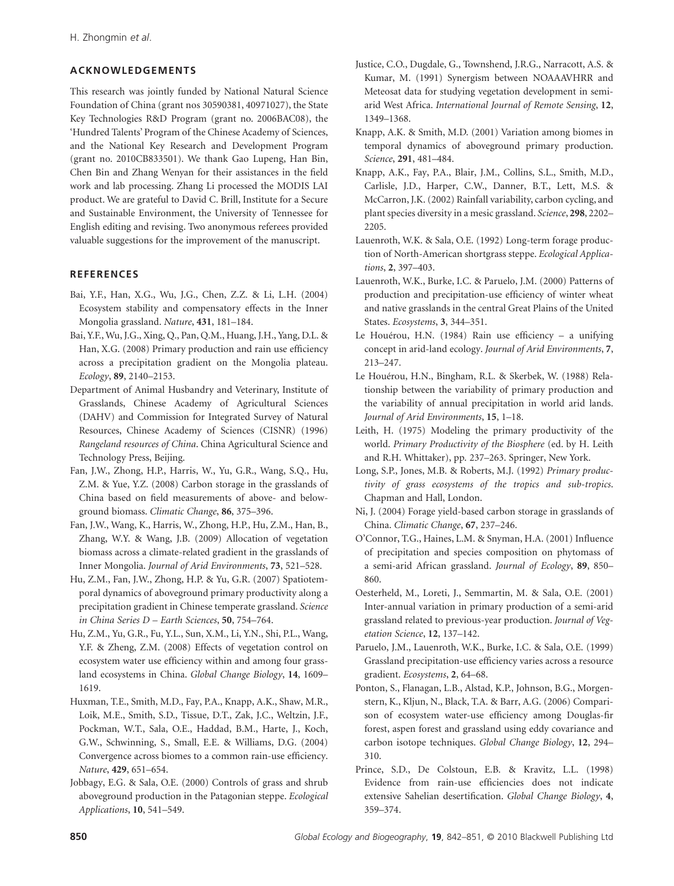## ACKNOWLEDGEMENTS

This research was jointly funded by National Natural Science Foundation of China (grant nos 30590381, 40971027), the State Key Technologies R&D Program (grant no. 2006BAC08), the 'Hundred Talents' Program of the Chinese Academy of Sciences, and the National Key Research and Development Program (grant no. 2010CB833501). We thank Gao Lupeng, Han Bin, Chen Bin and Zhang Wenyan for their assistances in the field work and lab processing. Zhang Li processed the MODIS LAI product. We are grateful to David C. Brill, Institute for a Secure and Sustainable Environment, the University of Tennessee for English editing and revising. Two anonymous referees provided valuable suggestions for the improvement of the manuscript.

## REFERENCES

Bai, Y.F., Han, X.G., Wu, J.G., Chen, Z.Z. & Li, L.H. (2004) Ecosystem stability and compensatory effects in the Inner Mongolia grassland. *Nature*, **431**, 181–184.

Bai, Y.F., Wu, J.G., Xing, Q., Pan, Q.M., Huang, J.H., Yang, D.L. & Han, X.G. (2008) Primary production and rain use efficiency across a precipitation gradient on the Mongolia plateau. *Ecology*, **89**, 2140–2153.

Department of Animal Husbandry and Veterinary, Institute of Grasslands, Chinese Academy of Agricultural Sciences (DAHV) and Commission for Integrated Survey of Natural Resources, Chinese Academy of Sciences (CISNR) (1996) *Rangeland resources of China*. China Agricultural Science and Technology Press, Beijing.

Fan, J.W., Zhong, H.P., Harris, W., Yu, G.R., Wang, S.Q., Hu, Z.M. & Yue, Y.Z. (2008) Carbon storage in the grasslands of China based on field measurements of above- and below-ground biomass. *Climatic Change*, **86**, 375–396.

Fan, J.W., Wang, K., Harris, W., Zhong, H.P., Hu, Z.M., Han, B., Zhang, W.Y. & Wang, J.B. (2009) Allocation of vegetation biomass across a climate-related gradient in the grasslands of Inner Mongolia. *Journal of Arid Environments*, **73**, 521–528.

Hu, Z.M., Fan, J.W., Zhong, H.P. & Yu, G.R. (2007) Spatiotemporal dynamics of aboveground primary productivity along a precipitation gradient in Chinese temperate grassland. *Science in China Series D – Earth Sciences*, **50**, 754–764.

Hu, Z.M., Yu, G.R., Fu, Y.L., Sun, X.M., Li, Y.N., Shi, P.L., Wang, Y.F. & Zheng, Z.M. (2008) Effects of vegetation control on ecosystem water use efficiency within and among four grassland ecosystems in China. *Global Change Biology*, **14**, 1609–1619.

Huxman, T.E., Smith, M.D., Fay, P.A., Knapp, A.K., Shaw, M.R., Loik, M.E., Smith, S.D., Tissue, D.T., Zak, J.C., Weltzin, J.F., Pockman, W.T., Sala, O.E., Haddad, B.M., Harte, J., Koch, G.W., Schwinning, S., Small, E.E. & Williams, D.G. (2004) Convergence across biomes to a common rain-use efficiency. *Nature*, **429**, 651–654.

Jobbagy, E.G. & Sala, O.E. (2000) Controls of grass and shrub aboveground production in the Patagonian steppe. *Ecological Applications*, **10**, 541–549.

Justice, C.O., Dugdale, G., Townshend, J.R.G., Narracott, A.S. & Kumar, M. (1991) Synergism between NOAAAVHRR and Meteosat data for studying vegetation development in semi-arid West Africa. *International Journal of Remote Sensing*, **12**, 1349–1368.

Knapp, A.K. & Smith, M.D. (2001) Variation among biomes in temporal dynamics of aboveground primary production. *Science*, **291**, 481–484.

Knapp, A.K., Fay, P.A., Blair, J.M., Collins, S.L., Smith, M.D., Carlisle, J.D., Harper, C.W., Danner, B.T., Lett, M.S. & McCarron, J.K. (2002) Rainfall variability, carbon cycling, and plant species diversity in a mesic grassland. *Science*, **298**, 2202–2205.

Lauenroth, W.K. & Sala, O.E. (1992) Long-term forage production of North-American shortgrass steppe. *Ecological Applications*, **2**, 397–403.

Lauenroth, W.K., Burke, I.C. & Paruelo, J.M. (2000) Patterns of production and precipitation-use efficiency of winter wheat and native grasslands in the central Great Plains of the United States. *Ecosystems*, **3**, 344–351.

Le Houérou, H.N. (1984) Rain use efficiency – a unifying concept in arid-land ecology. *Journal of Arid Environments*, **7**, 213–247.

Le Houérou, H.N., Bingham, R.L. & Skerbek, W. (1988) Relationship between the variability of primary production and the variability of annual precipitation in world arid lands. *Journal of Arid Environments*, **15**, 1–18.

Leith, H. (1975) Modeling the primary productivity of the world. *Primary Productivity of the Biosphere* (ed. by H. Leith and R.H. Whittaker), pp. 237–263. Springer, New York.

Long, S.P., Jones, M.B. & Roberts, M.J. (1992) *Primary productivity of grass ecosystems of the tropics and sub-tropics*. Chapman and Hall, London.

Ni, J. (2004) Forage yield-based carbon storage in grasslands of China. *Climatic Change*, **67**, 237–246.

O'Connor, T.G., Haines, L.M. & Snyman, H.A. (2001) Influence of precipitation and species composition on phytomass of a semi-arid African grassland. *Journal of Ecology*, **89**, 850–860.

Oesterheld, M., Loreti, J., Semmartin, M. & Sala, O.E. (2001) Inter-annual variation in primary production of a semi-arid grassland related to previous-year production. *Journal of Vegetation Science*, **12**, 137–142.

Paruelo, J.M., Lauenroth, W.K., Burke, I.C. & Sala, O.E. (1999) Grassland precipitation-use efficiency varies across a resource gradient. *Ecosystems*, **2**, 64–68.

Ponton, S., Flanagan, L.B., Alstad, K.P., Johnson, B.G., Morgenstern, K., Kljun, N., Black, T.A. & Barr, A.G. (2006) Comparison of ecosystem water-use efficiency among Douglas-fir forest, aspen forest and grassland using eddy covariance and carbon isotope techniques. *Global Change Biology*, **12**, 294–310.

Prince, S.D., De Colstoun, E.B. & Kravitz, L.L. (1998) Evidence from rain-use efficiencies does not indicate extensive Sahelian desertification. *Global Change Biology*, **4**, 359–374.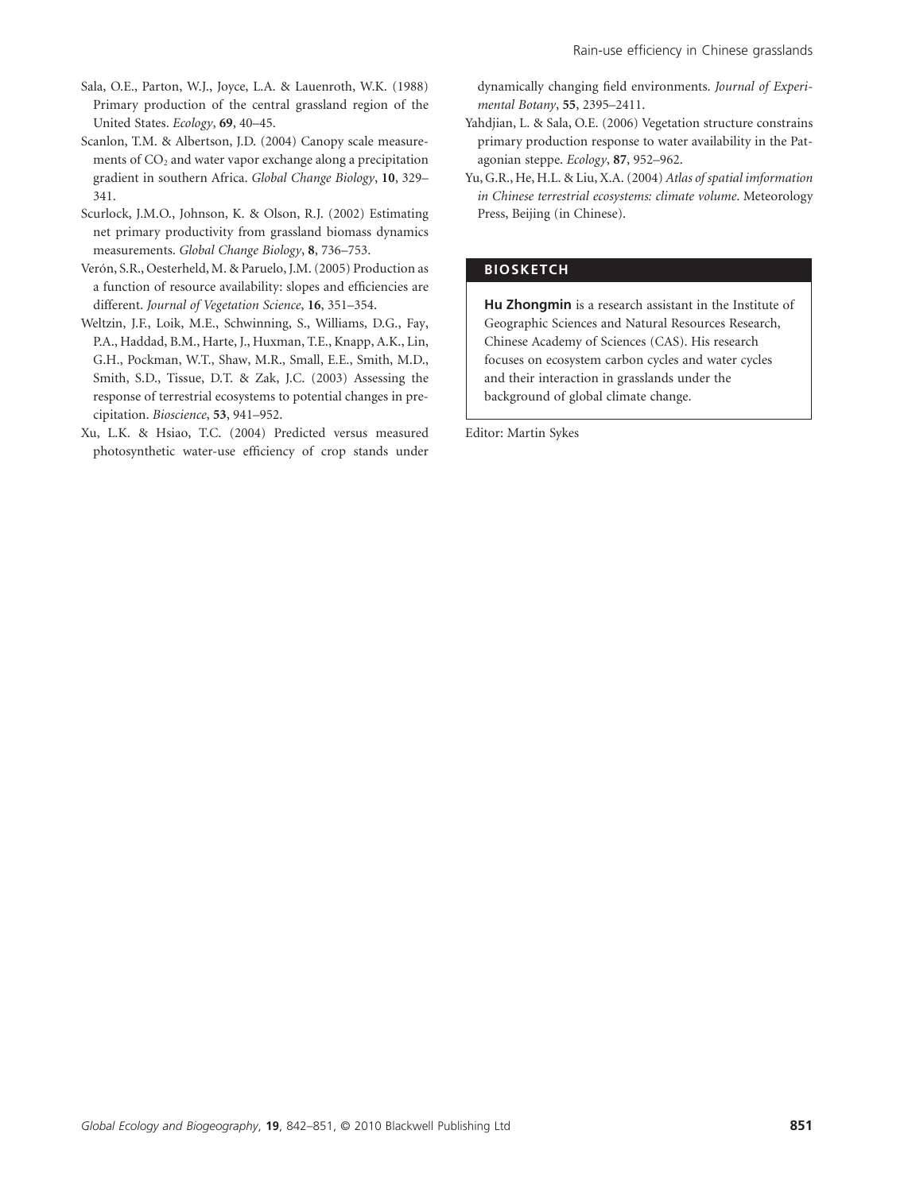Sala, O.E., Parton, W.J., Joyce, L.A. & Lauenroth, W.K. (1988) Primary production of the central grassland region of the United States. *Ecology*, **69**, 40–45.

Scanlon, T.M. & Albertson, J.D. (2004) Canopy scale measurements of $CO_2$ and water vapor exchange along a precipitation gradient in southern Africa. *Global Change Biology*, **10**, 329–341.

Scurlock, J.M.O., Johnson, K. & Olson, R.J. (2002) Estimating net primary productivity from grassland biomass dynamics measurements. *Global Change Biology*, **8**, 736–753.

Verón, S.R., Oesterheld, M. & Paruelo, J.M. (2005) Production as a function of resource availability: slopes and efficiencies are different. *Journal of Vegetation Science*, **16**, 351–354.

Weltzin, J.F., Loik, M.E., Schwinning, S., Williams, D.G., Fay, P.A., Haddad, B.M., Harte, J., Huxman, T.E., Knapp, A.K., Lin, G.H., Pockman, W.T., Shaw, M.R., Small, E.E., Smith, M.D., Smith, S.D., Tissue, D.T. & Zak, J.C. (2003) Assessing the response of terrestrial ecosystems to potential changes in precipitation. *Bioscience*, **53**, 941–952.

Xu, L.K. & Hsiao, T.C. (2004) Predicted versus measured photosynthetic water-use efficiency of crop stands under dynamically changing field environments. *Journal of Experimental Botany*, **55**, 2395–2411.

Yahdjian, L. & Sala, O.E. (2006) Vegetation structure constrains primary production response to water availability in the Patagonian steppe. *Ecology*, **87**, 952–962.

Yu, G.R., He, H.L. & Liu, X.A. (2004) *Atlas of spatial imformation in Chinese terrestrial ecosystems: climate volume*. Meteorology Press, Beijing (in Chinese).

## BIOSKETCH

**Hu Zhongmin** is a research assistant in the Institute of Geographic Sciences and Natural Resources Research, Chinese Academy of Sciences (CAS). His research focuses on ecosystem carbon cycles and water cycles and their interaction in grasslands under the background of global climate change.

Editor: Martin Sykes